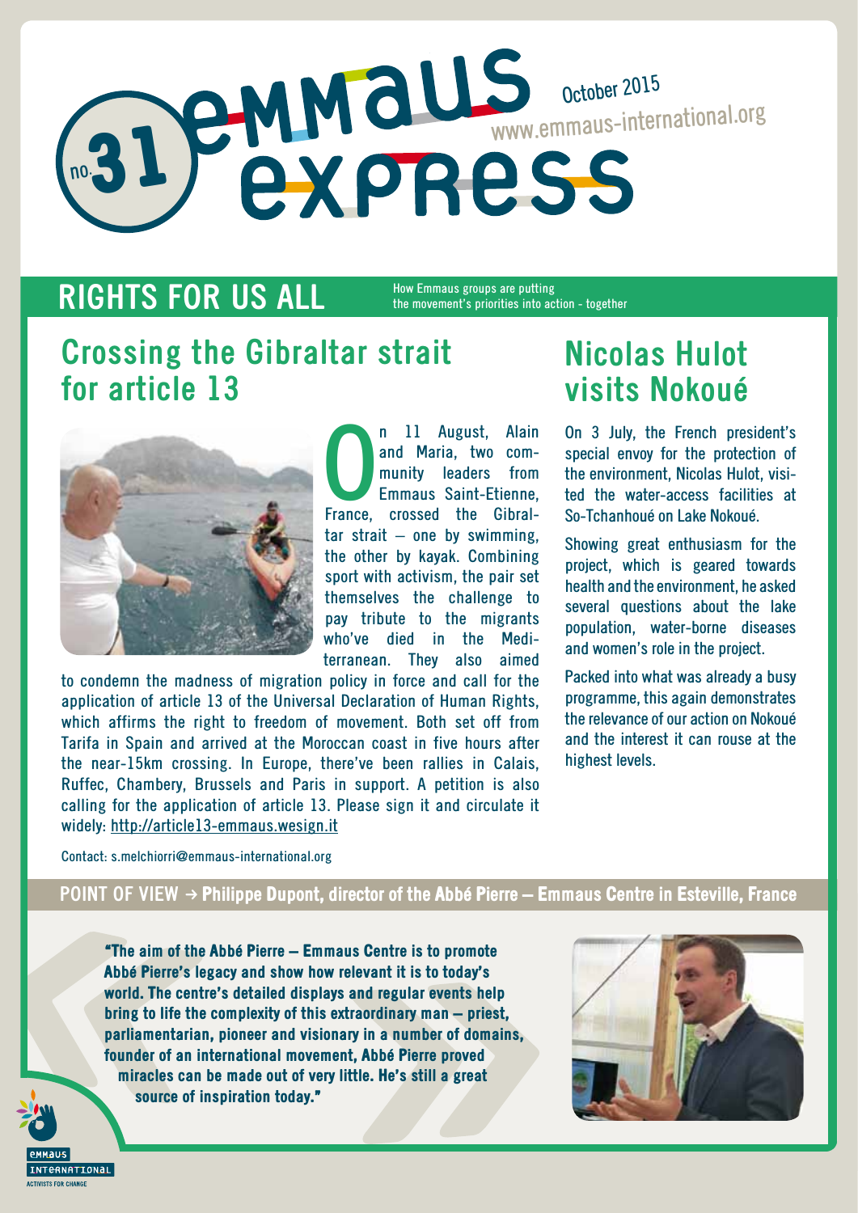# emmaus express

no. 31

October 2015

www.emmaus-international.org

## RIGHTS FOR US ALL

How Emmaus groups are putting the movement's priorities into action - together

## Crossing the Gibraltar strait for article 13

On 11 August, Alain and Maria, two community leaders from Emmaus Saint-Etienne, France, crossed the Gibraltar strait – one by swimming, the other by kayak. Combining sport with activism, the pair set themselves the challenge to pay tribute to the migrants who've died in the Mediterranean. They also aimed to condemn the madness of migration policy in force and call for the application of article 13 of the Universal Declaration of Human Rights, which affirms the right to freedom of movement. Both set off from Tarifa in Spain and arrived at the Moroccan coast in five hours after the near-15km crossing. In Europe, there've been rallies in Calais, Ruffec, Chambery, Brussels and Paris in support. A petition is also calling for the application of article 13. Please sign it and circulate it widely: http://article13-emmaus.wesign.it

Contact: s.melchiorri@emmaus-international.org

## Nicolas Hulot visits Nokoué

On 3 July, the French president's special envoy for the protection of the environment, Nicolas Hulot, visited the water-access facilities at So-Tchanhoué on Lake Nokoué.

Showing great enthusiasm for the project, which is geared towards health and the environment, he asked several questions about the lake population, water-borne diseases and women's role in the project.

Packed into what was already a busy programme, this again demonstrates the relevance of our action on Nokoué and the interest it can rouse at the highest levels.

## POINT OF VIEW → Philippe Dupont, director of the Abbé Pierre – Emmaus Centre in Esteville, France

**"The aim of the Abbé Pierre – Emmaus Centre is to promote Abbé Pierre's legacy and show how relevant it is to today's world. The centre's detailed displays and regular events help bring to life the complexity of this extraordinary man – priest, parliamentarian, pioneer and visionary in a number of domains, founder of an international movement, Abbé Pierre proved miracles can be made out of very little. He's still a great source of inspiration today."**

EMMAUS INTERNATIONAL
ACTIVISTS FOR CHANGE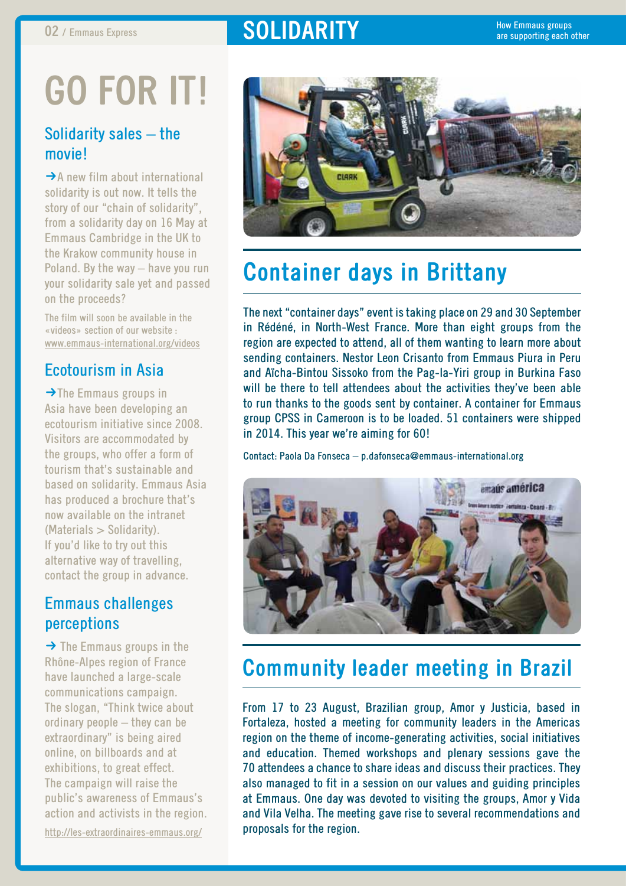# SOLIDARITY

How Emmaus groups are supporting each other

# GO FOR IT!

## Solidarity sales – the movie!

→A new film about international solidarity is out now. It tells the story of our "chain of solidarity", from a solidarity day on 16 May at Emmaus Cambridge in the UK to the Krakow community house in Poland. By the way – have you run your solidarity sale yet and passed on the proceeds?

The film will soon be available in the «videos» section of our website : www.emmaus-international.org/videos

## Ecotourism in Asia

→The Emmaus groups in Asia have been developing an ecotourism initiative since 2008. Visitors are accommodated by the groups, who offer a form of tourism that's sustainable and based on solidarity. Emmaus Asia has produced a brochure that's now available on the intranet (Materials > Solidarity). If you'd like to try out this alternative way of travelling, contact the group in advance.

## Emmaus challenges perceptions

→ The Emmaus groups in the Rhône-Alpes region of France have launched a large-scale communications campaign. The slogan, "Think twice about ordinary people – they can be extraordinary" is being aired online, on billboards and at exhibitions, to great effect. The campaign will raise the public's awareness of Emmaus's action and activists in the region.

http://les-extraordinaires-emmaus.org/

## Container days in Brittany

The next "container days" event is taking place on 29 and 30 September in Rédéné, in North-West France. More than eight groups from the region are expected to attend, all of them wanting to learn more about sending containers. Nestor Leon Crisanto from Emmaus Piura in Peru and Aïcha-Bintou Sissoko from the Pag-la-Yiri group in Burkina Faso will be there to tell attendees about the activities they've been able to run thanks to the goods sent by container. A container for Emmaus group CPSS in Cameroon is to be loaded. 51 containers were shipped in 2014. This year we're aiming for 60!

Contact: Paola Da Fonseca – p.dafonseca@emmaus-international.org

## Community leader meeting in Brazil

From 17 to 23 August, Brazilian group, Amor y Justicia, based in Fortaleza, hosted a meeting for community leaders in the Americas region on the theme of income-generating activities, social initiatives and education. Themed workshops and plenary sessions gave the 70 attendees a chance to share ideas and discuss their practices. They also managed to fit in a session on our values and guiding principles at Emmaus. One day was devoted to visiting the groups, Amor y Vida and Vila Velha. The meeting gave rise to several recommendations and proposals for the region.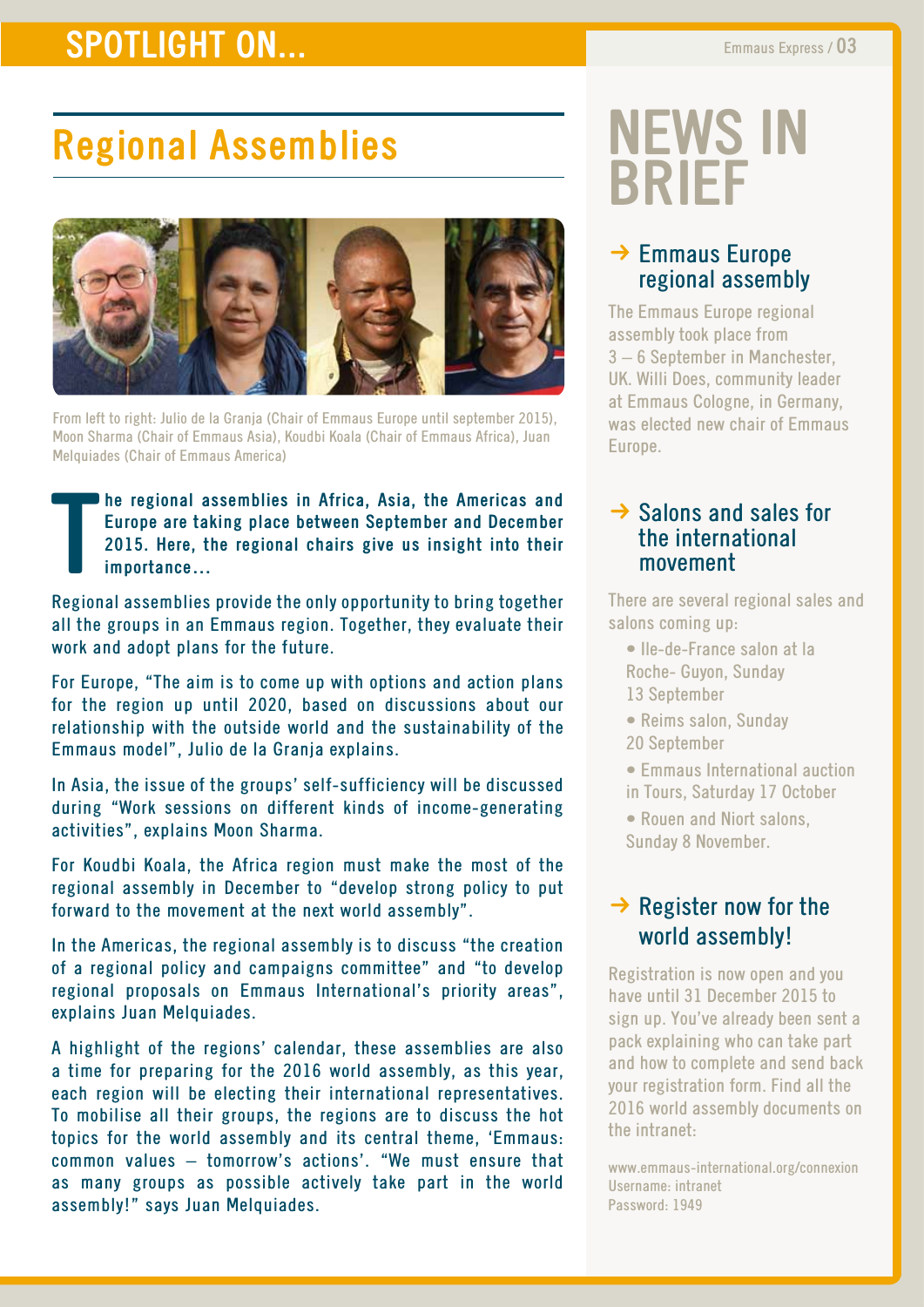# SPOTLIGHT ON...

## Regional Assemblies

From left to right: Julio de la Granja (Chair of Emmaus Europe until september 2015), Moon Sharma (Chair of Emmaus Asia), Koudbi Koala (Chair of Emmaus Africa), Juan Melquiades (Chair of Emmaus America)

**The regional assemblies in Africa, Asia, the Americas and Europe are taking place between September and December 2015. Here, the regional chairs give us insight into their importance...**

Regional assemblies provide the only opportunity to bring together all the groups in an Emmaus region. Together, they evaluate their work and adopt plans for the future.

For Europe, "The aim is to come up with options and action plans for the region up until 2020, based on discussions about our relationship with the outside world and the sustainability of the Emmaus model", Julio de la Granja explains.

In Asia, the issue of the groups' self-sufficiency will be discussed during "Work sessions on different kinds of income-generating activities", explains Moon Sharma.

For Koudbi Koala, the Africa region must make the most of the regional assembly in December to "develop strong policy to put forward to the movement at the next world assembly".

In the Americas, the regional assembly is to discuss "the creation of a regional policy and campaigns committee" and "to develop regional proposals on Emmaus International's priority areas", explains Juan Melquiades.

A highlight of the regions' calendar, these assemblies are also a time for preparing for the 2016 world assembly, as this year, each region will be electing their international representatives. To mobilise all their groups, the regions are to discuss the hot topics for the world assembly and its central theme, 'Emmaus: common values – tomorrow's actions'. "We must ensure that as many groups as possible actively take part in the world assembly!" says Juan Melquiades.

# NEWS IN BRIEF

### → Emmaus Europe regional assembly

The Emmaus Europe regional assembly took place from 3 – 6 September in Manchester, UK. Willi Does, community leader at Emmaus Cologne, in Germany, was elected new chair of Emmaus Europe.

### → Salons and sales for the international movement

There are several regional sales and salons coming up:

- Ile-de-France salon at la Roche- Guyon, Sunday 13 September
- Reims salon, Sunday 20 September
- Emmaus International auction in Tours, Saturday 17 October
- Rouen and Niort salons, Sunday 8 November.

### → Register now for the world assembly!

Registration is now open and you have until 31 December 2015 to sign up. You've already been sent a pack explaining who can take part and how to complete and send back your registration form. Find all the 2016 world assembly documents on the intranet:

www.emmaus-international.org/connexion
Username: intranet
Password: 1949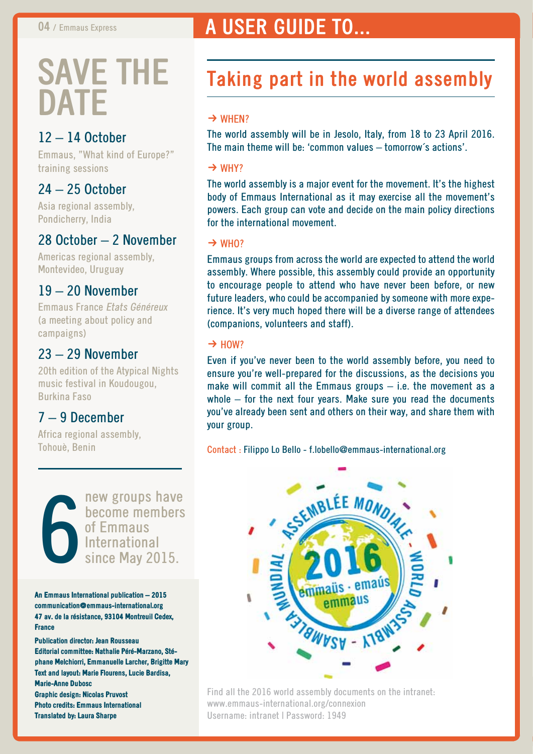# SAVE THE DATE

## 12 – 14 October

Emmaus, "What kind of Europe?" training sessions

## 24 – 25 October

Asia regional assembly, Pondicherry, India

## 28 October – 2 November

Americas regional assembly, Montevideo, Uruguay

## 19 – 20 November

Emmaus France *Etats Généreux* (a meeting about policy and campaigns)

## 23 – 29 November

20th edition of the Atypical Nights music festival in Koudougou, Burkina Faso

## 7 – 9 December

Africa regional assembly, Tohouè, Benin

**6** new groups have become members of Emmaus International since May 2015.

**An Emmaus International publication – 2015**
**communication@emmaus-international.org**
**47 av. de la résistance, 93104 Montreuil Cedex, France**

**Publication director: Jean Rousseau**
**Editorial committee: Nathalie Péré-Marzano, Stéphane Melchiorri, Emmanuelle Larcher, Brigitte Mary**
**Text and layout: Marie Flourens, Lucie Bardisa, Marie-Anne Dubosc**
**Graphic design: Nicolas Pruvost**
**Photo credits: Emmaus International**
**Translated by: Laura Sharpe**

# A USER GUIDE TO...

## Taking part in the world assembly

### → WHEN?

The world assembly will be in Jesolo, Italy, from 18 to 23 April 2016. The main theme will be: 'common values – tomorrow´s actions'.

### → WHY?

The world assembly is a major event for the movement. It's the highest body of Emmaus International as it may exercise all the movement's powers. Each group can vote and decide on the main policy directions for the international movement.

### → WHO?

Emmaus groups from across the world are expected to attend the world assembly. Where possible, this assembly could provide an opportunity to encourage people to attend who have never been before, or new future leaders, who could be accompanied by someone with more experience. It's very much hoped there will be a diverse range of attendees (companions, volunteers and staff).

### → HOW?

Even if you've never been to the world assembly before, you need to ensure you're well-prepared for the discussions, as the decisions you make will commit all the Emmaus groups – i.e. the movement as a whole – for the next four years. Make sure you read the documents you've already been sent and others on their way, and share them with your group.

Contact : Filippo Lo Bello - f.lobello@emmaus-international.org

ASSEMBLÉE MONDIALE - WORLD ASSEMBLY - ASAMBLEA MUNDIAL
2016
emmaüs · emaús
emmaus

Find all the 2016 world assembly documents on the intranet:
www.emmaus-international.org/connexion
Username: intranet | Password: 1949